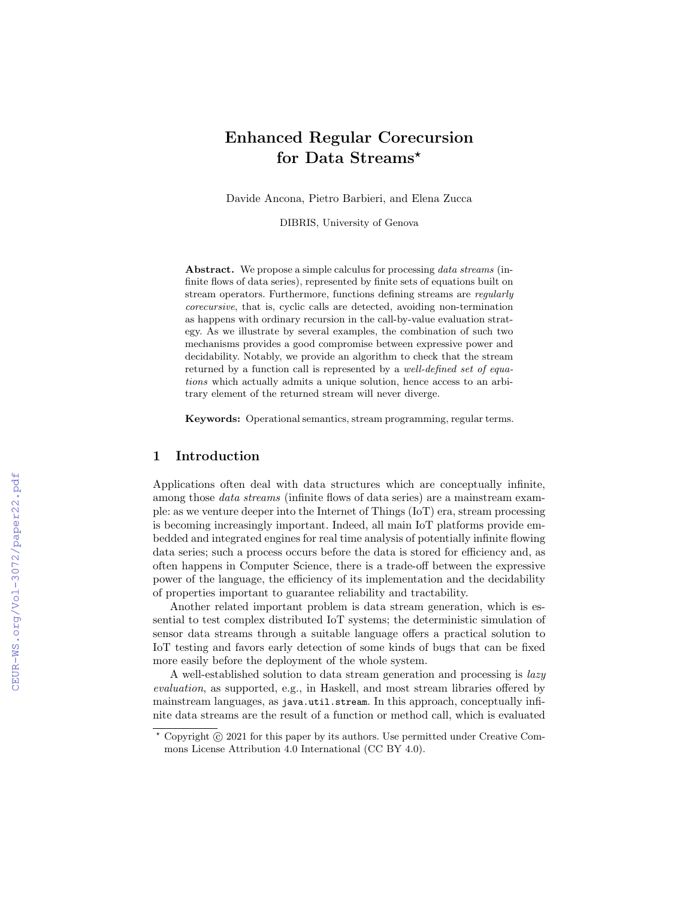# Enhanced Regular Corecursion for Data Streams*

Davide Ancona, Pietro Barbieri, and Elena Zucca

DIBRIS, University of Genova

**Abstract.** We propose a simple calculus for processing *data streams* (infinite flows of data series), represented by finite sets of equations built on stream operators. Furthermore, functions defining streams are *regularly corecursive*, that is, cyclic calls are detected, avoiding non-termination as happens with ordinary recursion in the call-by-value evaluation strategy. As we illustrate by several examples, the combination of such two mechanisms provides a good compromise between expressive power and decidability. Notably, we provide an algorithm to check that the stream returned by a function call is represented by a *well-defined set of equations* which actually admits a unique solution, hence access to an arbitrary element of the returned stream will never diverge.

**Keywords:** Operational semantics, stream programming, regular terms.

## 1 Introduction

Applications often deal with data structures which are conceptually infinite, among those *data streams* (infinite flows of data series) are a mainstream example: as we venture deeper into the Internet of Things (IoT) era, stream processing is becoming increasingly important. Indeed, all main IoT platforms provide embedded and integrated engines for real time analysis of potentially infinite flowing data series; such a process occurs before the data is stored for efficiency and, as often happens in Computer Science, there is a trade-off between the expressive power of the language, the efficiency of its implementation and the decidability of properties important to guarantee reliability and tractability.

Another related important problem is data stream generation, which is essential to test complex distributed IoT systems; the deterministic simulation of sensor data streams through a suitable language offers a practical solution to IoT testing and favors early detection of some kinds of bugs that can be fixed more easily before the deployment of the whole system.

A well-established solution to data stream generation and processing is *lazy evaluation*, as supported, e.g., in Haskell, and most stream libraries offered by mainstream languages, as `java.util.stream`. In this approach, conceptually infinite data streams are the result of a function or method call, which is evaluated

* Copyright © 2021 for this paper by its authors. Use permitted under Creative Commons License Attribution 4.0 International (CC BY 4.0).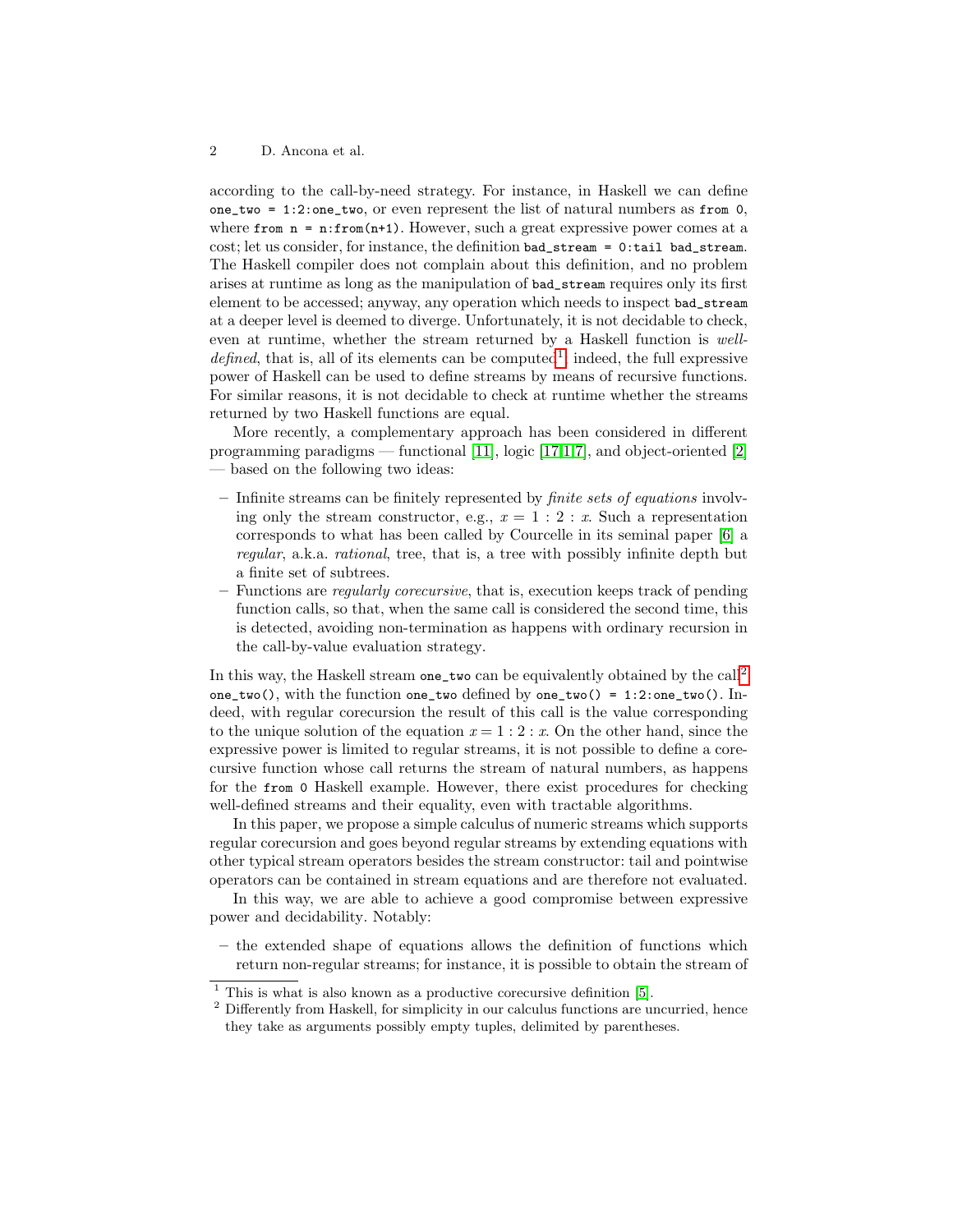according to the call-by-need strategy. For instance, in Haskell we can define `one_two = 1:2:one_two`, or even represent the list of natural numbers as `from 0`, where `from n = n:from(n+1)`. However, such a great expressive power comes at a cost; let us consider, for instance, the definition `bad_stream = 0:tail bad_stream`. The Haskell compiler does not complain about this definition, and no problem arises at runtime as long as the manipulation of `bad_stream` requires only its first element to be accessed; anyway, any operation which needs to inspect `bad_stream` at a deeper level is deemed to diverge. Unfortunately, it is not decidable to check, even at runtime, whether the stream returned by a Haskell function is *well-defined*, that is, all of its elements can be computed[1]; indeed, the full expressive power of Haskell can be used to define streams by means of recursive functions. For similar reasons, it is not decidable to check at runtime whether the streams returned by two Haskell functions are equal.

More recently, a complementary approach has been considered in different programming paradigms — functional [11], logic [17,1,7], and object-oriented [2] — based on the following two ideas:

- Infinite streams can be finitely represented by *finite sets of equations* involving only the stream constructor, e.g., $x = 1 : 2 : x$. Such a representation corresponds to what has been called by Courcelle in its seminal paper [6] a *regular*, a.k.a. *rational*, tree, that is, a tree with possibly infinite depth but a finite set of subtrees.
- Functions are *regularly corecursive*, that is, execution keeps track of pending function calls, so that, when the same call is considered the second time, this is detected, avoiding non-termination as happens with ordinary recursion in the call-by-value evaluation strategy.

In this way, the Haskell stream `one_two` can be equivalently obtained by the call[2] `one_two()`, with the function `one_two` defined by `one_two() = 1:2:one_two()`. Indeed, with regular corecursion the result of this call is the value corresponding to the unique solution of the equation $x = 1 : 2 : x$. On the other hand, since the expressive power is limited to regular streams, it is not possible to define a corecursive function whose call returns the stream of natural numbers, as happens for the `from 0` Haskell example. However, there exist procedures for checking well-defined streams and their equality, even with tractable algorithms.

In this paper, we propose a simple calculus of numeric streams which supports regular corecursion and goes beyond regular streams by extending equations with other typical stream operators besides the stream constructor: tail and pointwise operators can be contained in stream equations and are therefore not evaluated.

In this way, we are able to achieve a good compromise between expressive power and decidability. Notably:

- the extended shape of equations allows the definition of functions which return non-regular streams; for instance, it is possible to obtain the stream of

---

[1] This is what is also known as a productive corecursive definition [5].

[2] Differently from Haskell, for simplicity in our calculus functions are uncurried, hence they take as arguments possibly empty tuples, delimited by parentheses.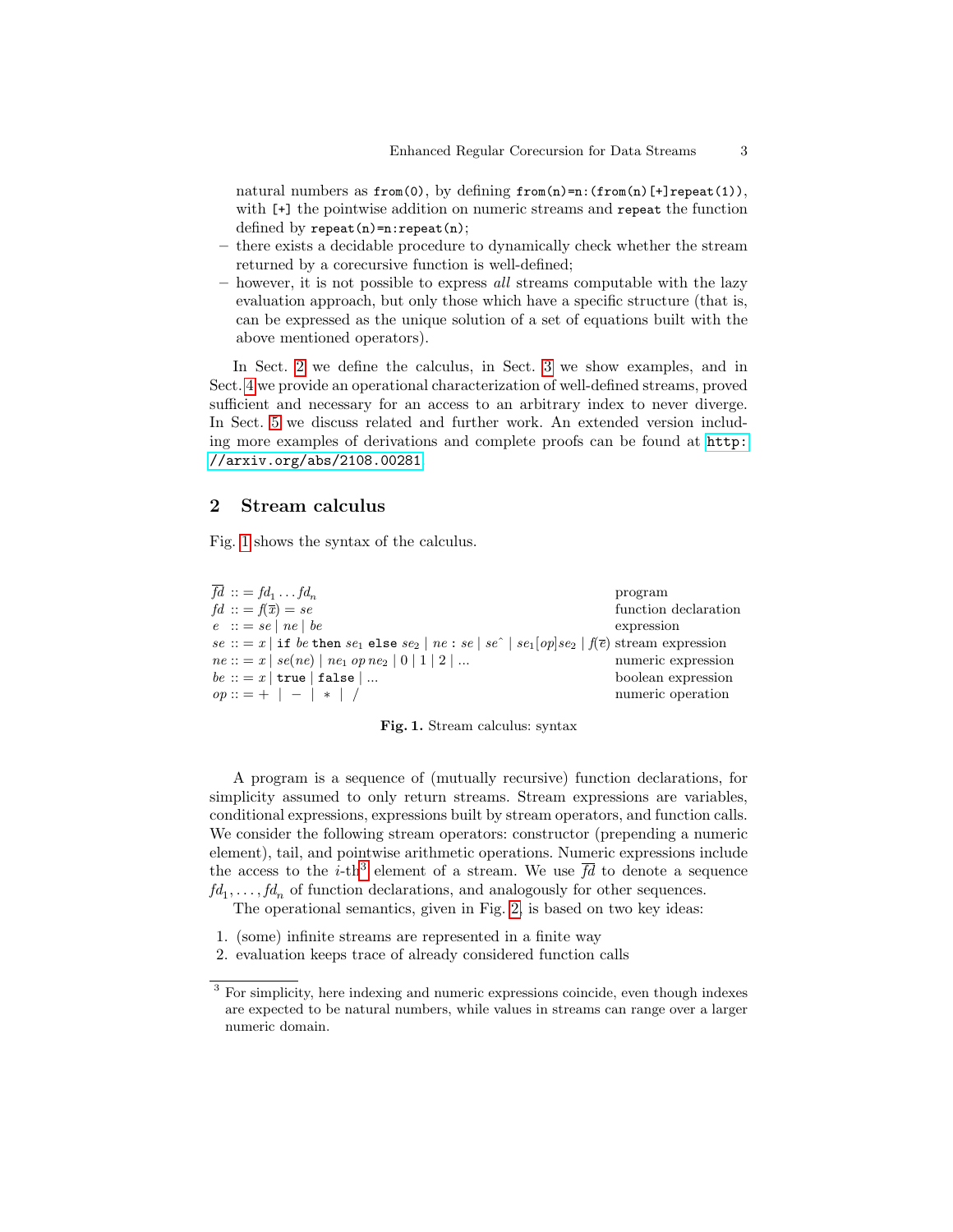natural numbers as `from(0)`, by defining `from(n)=n:(from(n)[+]repeat(1))`, with `[+]` the pointwise addition on numeric streams and `repeat` the function defined by `repeat(n)=n:repeat(n)`;
- there exists a decidable procedure to dynamically check whether the stream returned by a corecursive function is well-defined;
- however, it is not possible to express *all* streams computable with the lazy evaluation approach, but only those which have a specific structure (that is, can be expressed as the unique solution of a set of equations built with the above mentioned operators).

In Sect. 2 we define the calculus, in Sect. 3 we show examples, and in Sect. 4 we provide an operational characterization of well-defined streams, proved sufficient and necessary for an access to an arbitrary index to never diverge. In Sect. 5 we discuss related and further work. An extended version including more examples of derivations and complete proofs can be found at http://arxiv.org/abs/2108.00281.

## 2 Stream calculus

Fig. 1 shows the syntax of the calculus.

| | |
|---|---|
| $\overline{fd} ::= fd_1 \ldots fd_n$ | program |
| $fd ::= f(\overline{x}) = se$ | function declaration |
| $e ::= se \mid ne \mid be$ | expression |
| $se ::= x \mid \texttt{if}\ be\ \texttt{then}\ se_1\ \texttt{else}\ se_2 \mid ne : se \mid se\hat{}\ \mid se_1[op]se_2 \mid f(\overline{e})$ | stream expression |
| $ne ::= x \mid se(ne) \mid ne_1\ op\ ne_2 \mid 0 \mid 1 \mid 2 \mid \ldots$ | numeric expression |
| $be ::= x \mid \texttt{true} \mid \texttt{false} \mid \ldots$ | boolean expression |
| $op ::= + \mid - \mid * \mid /$ | numeric operation |

**Fig. 1.** Stream calculus: syntax

A program is a sequence of (mutually recursive) function declarations, for simplicity assumed to only return streams. Stream expressions are variables, conditional expressions, expressions built by stream operators, and function calls. We consider the following stream operators: constructor (prepending a numeric element), tail, and pointwise arithmetic operations. Numeric expressions include the access to the $i$-th[3] element of a stream. We use $\overline{fd}$ to denote a sequence $fd_1, \ldots, fd_n$ of function declarations, and analogously for other sequences.

The operational semantics, given in Fig. 2, is based on two key ideas:

1. (some) infinite streams are represented in a finite way
2. evaluation keeps trace of already considered function calls

[3] For simplicity, here indexing and numeric expressions coincide, even though indexes are expected to be natural numbers, while values in streams can range over a larger numeric domain.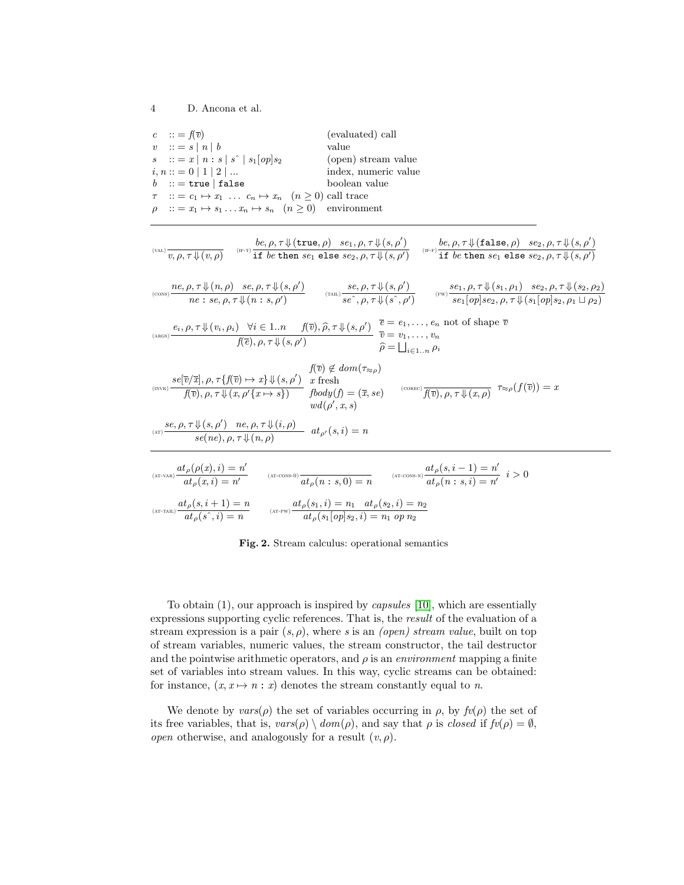$$
\begin{array}{lll}
c & ::= f(\overline{v}) & \text{(evaluated) call} \\
v & ::= s \mid n \mid b & \text{value} \\
s & ::= x \mid n : s \mid s\hat{} \mid s_1[op]s_2 & \text{(open) stream value} \\
i, n & ::= 0 \mid 1 \mid 2 \mid ... & \text{index, numeric value} \\
b & ::= \texttt{true} \mid \texttt{false} & \text{boolean value} \\
\tau & ::= c_1 \mapsto x_1 \ \ldots \ c_n \mapsto x_n \quad (n \geq 0) & \text{call trace} \\
\rho & ::= x_1 \mapsto s_1 \ldots x_n \mapsto s_n \quad (n \geq 0) & \text{environment}
\end{array}
$$

$$
\text{(VAL)}\frac{}{v, \rho, \tau \Downarrow (v, \rho)} \qquad \text{(IF-T)}\frac{be, \rho, \tau \Downarrow (\texttt{true}, \rho) \quad se_1, \rho, \tau \Downarrow (s, \rho')}{\texttt{if } be \texttt{ then } se_1 \texttt{ else } se_2, \rho, \tau \Downarrow (s, \rho')} \qquad \text{(IF-F)}\frac{be, \rho, \tau \Downarrow (\texttt{false}, \rho) \quad se_2, \rho, \tau \Downarrow (s, \rho')}{\texttt{if } be \texttt{ then } se_1 \texttt{ else } se_2, \rho, \tau \Downarrow (s, \rho')}
$$

$$
\text{(CONS)}\frac{ne, \rho, \tau \Downarrow (n, \rho) \quad se, \rho, \tau \Downarrow (s, \rho')}{ne : se, \rho, \tau \Downarrow (n : s, \rho')} \qquad \text{(TAIL)}\frac{se, \rho, \tau \Downarrow (s, \rho')}{se\hat{}, \rho, \tau \Downarrow (s\hat{}, \rho')} \qquad \text{(PW)}\frac{se_1, \rho, \tau \Downarrow (s_1, \rho_1) \quad se_2, \rho, \tau \Downarrow (s_2, \rho_2)}{se_1[op]se_2, \rho, \tau \Downarrow (s_1[op]s_2, \rho_1 \sqcup \rho_2)}
$$

$$
\text{(ARGS)}\frac{e_i, \rho, \tau \Downarrow (v_i, \rho_i) \quad \forall i \in 1..n \qquad f(\overline{v}), \widehat{\rho}, \tau \Downarrow (s, \rho')}{f(\overline{e}), \rho, \tau \Downarrow (s, \rho')} \quad \begin{array}{l} \overline{e} = e_1, \ldots, e_n \text{ not of shape } \overline{v} \\ \overline{v} = v_1, \ldots, v_n \\ \widehat{\rho} = \bigsqcup_{i \in 1..n} \rho_i \end{array}
$$

$$
\text{(INVK)}\frac{se[\overline{v}/\overline{x}], \rho, \tau\{f(\overline{v}) \mapsto x\} \Downarrow (s, \rho')}{f(\overline{v}), \rho, \tau \Downarrow (x, \rho'\{x \mapsto s\})} \quad \begin{array}{l} f(\overline{v}) \notin dom(\tau_{\approx\rho}) \\ x \text{ fresh} \\ fbody(f) = (\overline{x}, se) \\ wd(\rho', x, s) \end{array} \qquad \text{(COREC)}\frac{}{f(\overline{v}), \rho, \tau \Downarrow (x, \rho)} \quad \tau_{\approx\rho}(f(\overline{v})) = x
$$

$$
\text{(AT)}\frac{se, \rho, \tau \Downarrow (s, \rho') \quad ne, \rho, \tau \Downarrow (i, \rho)}{se(ne), \rho, \tau \Downarrow (n, \rho)} \quad at_{\rho'}(s, i) = n
$$

$$
\text{(AT-VAR)}\frac{at_\rho(\rho(x), i) = n'}{at_\rho(x, i) = n'} \qquad \text{(AT-CONS-0)}\frac{}{at_\rho(n : s, 0) = n} \qquad \text{(AT-CONS-N)}\frac{at_\rho(s, i-1) = n'}{at_\rho(n : s, i) = n'} \quad i > 0
$$

$$
\text{(AT-TAIL)}\frac{at_\rho(s, i+1) = n}{at_\rho(s\hat{}, i) = n} \qquad \text{(AT-PW)}\frac{at_\rho(s_1, i) = n_1 \quad at_\rho(s_2, i) = n_2}{at_\rho(s_1[op]s_2, i) = n_1 \ op \ n_2}
$$

**Fig. 2.** Stream calculus: operational semantics

To obtain (1), our approach is inspired by *capsules* [10], which are essentially expressions supporting cyclic references. That is, the *result* of the evaluation of a stream expression is a pair $(s, \rho)$, where $s$ is an *(open) stream value*, built on top of stream variables, numeric values, the stream constructor, the tail destructor and the pointwise arithmetic operators, and $\rho$ is an *environment* mapping a finite set of variables into stream values. In this way, cyclic streams can be obtained: for instance, $(x, x \mapsto n : x)$ denotes the stream constantly equal to $n$.

We denote by $vars(\rho)$ the set of variables occurring in $\rho$, by $fv(\rho)$ the set of its free variables, that is, $vars(\rho) \setminus dom(\rho)$, and say that $\rho$ is *closed* if $fv(\rho) = \emptyset$, *open* otherwise, and analogously for a result $(v, \rho)$.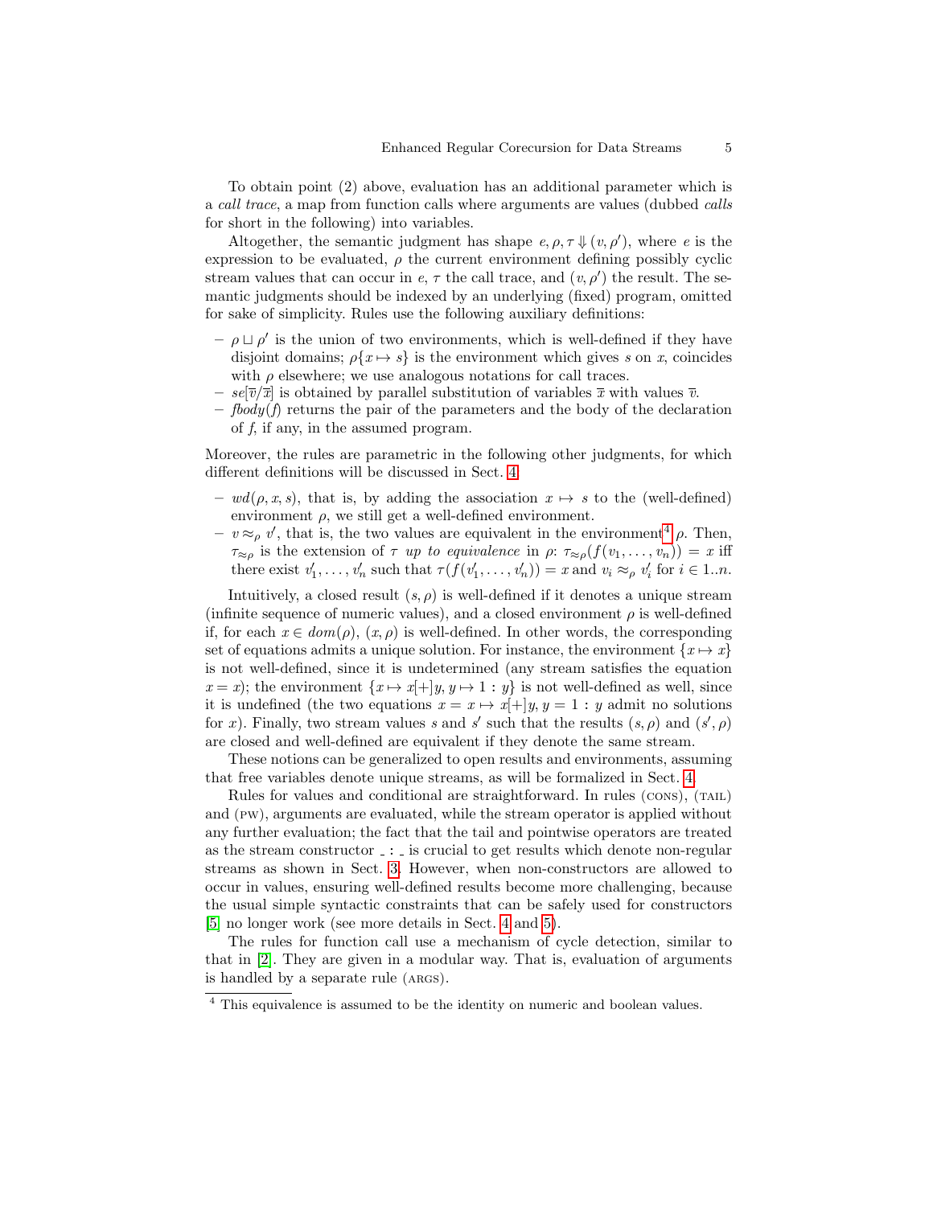To obtain point (2) above, evaluation has an additional parameter which is a *call trace*, a map from function calls where arguments are values (dubbed *calls* for short in the following) into variables.

Altogether, the semantic judgment has shape $e, \rho, \tau \Downarrow (v, \rho')$, where $e$ is the expression to be evaluated, $\rho$ the current environment defining possibly cyclic stream values that can occur in $e$, $\tau$ the call trace, and $(v, \rho')$ the result. The semantic judgments should be indexed by an underlying (fixed) program, omitted for sake of simplicity. Rules use the following auxiliary definitions:

- $\rho \sqcup \rho'$ is the union of two environments, which is well-defined if they have disjoint domains; $\rho\{x \mapsto s\}$ is the environment which gives $s$ on $x$, coincides with $\rho$ elsewhere; we use analogous notations for call traces.
- $se[\overline{v}/\overline{x}]$ is obtained by parallel substitution of variables $\overline{x}$ with values $\overline{v}$.
- $fbody(f)$ returns the pair of the parameters and the body of the declaration of $f$, if any, in the assumed program.

Moreover, the rules are parametric in the following other judgments, for which different definitions will be discussed in Sect. 4:

- $wd(\rho, x, s)$, that is, by adding the association $x \mapsto s$ to the (well-defined) environment $\rho$, we still get a well-defined environment.
- $v \approx_\rho v'$, that is, the two values are equivalent in the environment[4] $\rho$. Then, $\tau_{\approx_\rho}$ is the extension of $\tau$ *up to equivalence* in $\rho$: $\tau_{\approx_\rho}(f(v_1, \ldots, v_n)) = x$ iff there exist $v'_1, \ldots, v'_n$ such that $\tau(f(v'_1, \ldots, v'_n)) = x$ and $v_i \approx_\rho v'_i$ for $i \in 1..n$.

Intuitively, a closed result $(s, \rho)$ is well-defined if it denotes a unique stream (infinite sequence of numeric values), and a closed environment $\rho$ is well-defined if, for each $x \in dom(\rho)$, $(x, \rho)$ is well-defined. In other words, the corresponding set of equations admits a unique solution. For instance, the environment $\{x \mapsto x\}$ is not well-defined, since it is undetermined (any stream satisfies the equation $x = x$); the environment $\{x \mapsto x[+]y, y \mapsto 1 : y\}$ is not well-defined as well, since it is undefined (the two equations $x = x \mapsto x[+]y, y = 1 : y$ admit no solutions for $x$). Finally, two stream values $s$ and $s'$ such that the results $(s, \rho)$ and $(s', \rho)$ are closed and well-defined are equivalent if they denote the same stream.

These notions can be generalized to open results and environments, assuming that free variables denote unique streams, as will be formalized in Sect. 4.

Rules for values and conditional are straightforward. In rules (cons), (tail) and (pw), arguments are evaluated, while the stream operator is applied without any further evaluation; the fact that the tail and pointwise operators are treated as the stream constructor $\_ : \_$ is crucial to get results which denote non-regular streams as shown in Sect. 3. However, when non-constructors are allowed to occur in values, ensuring well-defined results become more challenging, because the usual simple syntactic constraints that can be safely used for constructors [5] no longer work (see more details in Sect. 4 and 5).

The rules for function call use a mechanism of cycle detection, similar to that in [2]. They are given in a modular way. That is, evaluation of arguments is handled by a separate rule (args).

[4] This equivalence is assumed to be the identity on numeric and boolean values.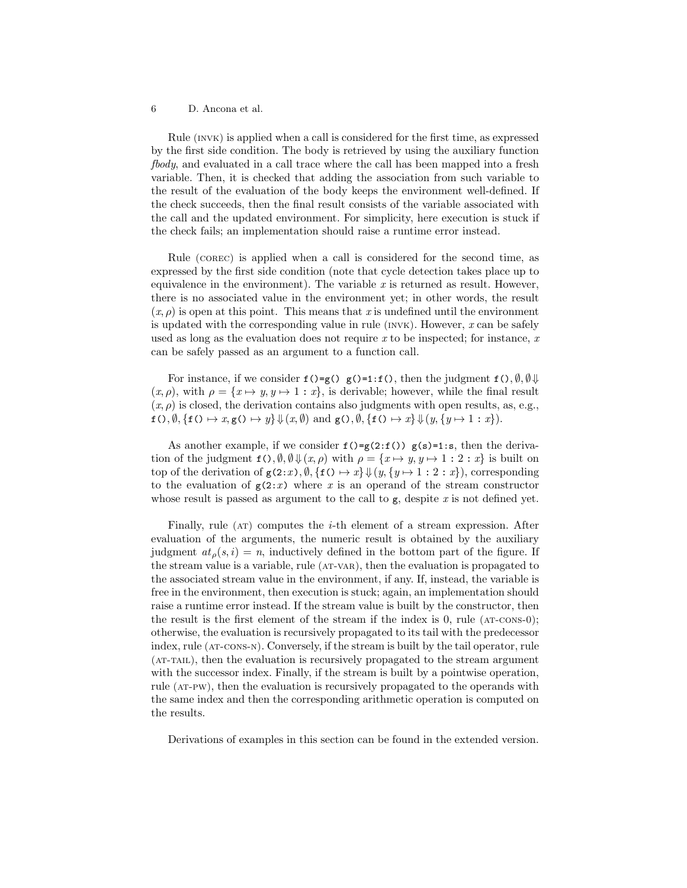Rule (INVK) is applied when a call is considered for the first time, as expressed by the first side condition. The body is retrieved by using the auxiliary function *fbody*, and evaluated in a call trace where the call has been mapped into a fresh variable. Then, it is checked that adding the association from such variable to the result of the evaluation of the body keeps the environment well-defined. If the check succeeds, then the final result consists of the variable associated with the call and the updated environment. For simplicity, here execution is stuck if the check fails; an implementation should raise a runtime error instead.

Rule (COREC) is applied when a call is considered for the second time, as expressed by the first side condition (note that cycle detection takes place up to equivalence in the environment). The variable $x$ is returned as result. However, there is no associated value in the environment yet; in other words, the result $(x, \rho)$ is open at this point. This means that $x$ is undefined until the environment is updated with the corresponding value in rule (INVK). However, $x$ can be safely used as long as the evaluation does not require $x$ to be inspected; for instance, $x$ can be safely passed as an argument to a function call.

For instance, if we consider `f()=g() g()=1:f()`, then the judgment $\texttt{f()}, \emptyset, \emptyset \Downarrow (x, \rho)$, with $\rho = \{x \mapsto y, y \mapsto 1 : x\}$, is derivable; however, while the final result $(x, \rho)$ is closed, the derivation contains also judgments with open results, as, e.g., $\texttt{f()}, \emptyset, \{\texttt{f()} \mapsto x, \texttt{g()} \mapsto y\} \Downarrow (x, \emptyset)$ and $\texttt{g()}, \emptyset, \{\texttt{f()} \mapsto x\} \Downarrow (y, \{y \mapsto 1 : x\})$.

As another example, if we consider `f()=g(2:f()) g(s)=1:s`, then the derivation of the judgment $\texttt{f()}, \emptyset, \emptyset \Downarrow (x, \rho)$ with $\rho = \{x \mapsto y, y \mapsto 1 : 2 : x\}$ is built on top of the derivation of $\texttt{g(2:}x\texttt{)}, \emptyset, \{\texttt{f()} \mapsto x\} \Downarrow (y, \{y \mapsto 1 : 2 : x\})$, corresponding to the evaluation of $\texttt{g(2:}x\texttt{)}$ where $x$ is an operand of the stream constructor whose result is passed as argument to the call to `g`, despite $x$ is not defined yet.

Finally, rule (AT) computes the $i$-th element of a stream expression. After evaluation of the arguments, the numeric result is obtained by the auxiliary judgment $at_\rho(s, i) = n$, inductively defined in the bottom part of the figure. If the stream value is a variable, rule (AT-VAR), then the evaluation is propagated to the associated stream value in the environment, if any. If, instead, the variable is free in the environment, then execution is stuck; again, an implementation should raise a runtime error instead. If the stream value is built by the constructor, then the result is the first element of the stream if the index is 0, rule (AT-CONS-0); otherwise, the evaluation is recursively propagated to its tail with the predecessor index, rule (AT-CONS-N). Conversely, if the stream is built by the tail operator, rule (AT-TAIL), then the evaluation is recursively propagated to the stream argument with the successor index. Finally, if the stream is built by a pointwise operation, rule (AT-PW), then the evaluation is recursively propagated to the operands with the same index and then the corresponding arithmetic operation is computed on the results.

Derivations of examples in this section can be found in the extended version.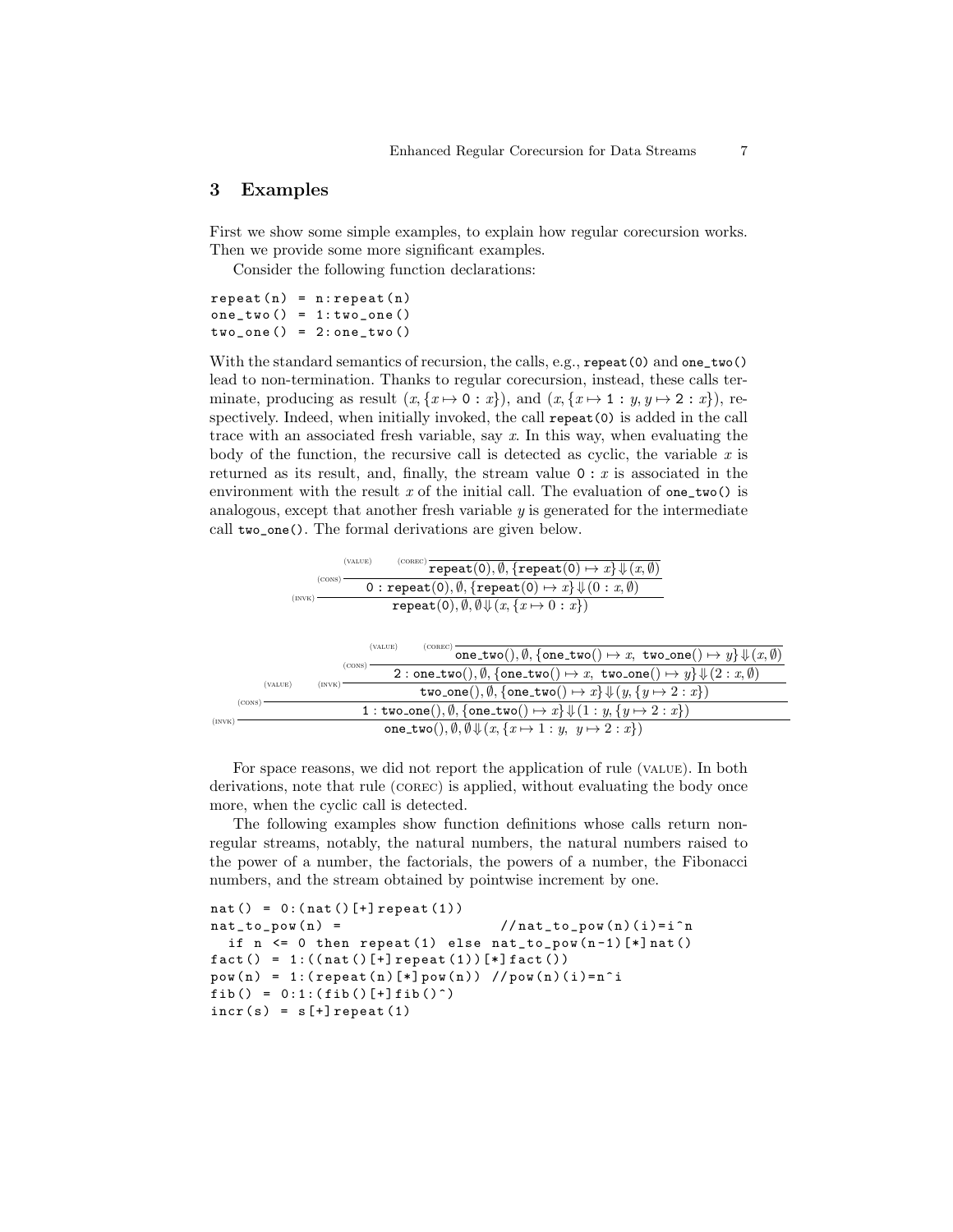## 3 Examples

First we show some simple examples, to explain how regular corecursion works. Then we provide some more significant examples.

Consider the following function declarations:

```
repeat(n) = n:repeat(n)
one_two() = 1:two_one()
two_one() = 2:one_two()
```

With the standard semantics of recursion, the calls, e.g., `repeat(0)` and `one_two()` lead to non-termination. Thanks to regular corecursion, instead, these calls terminate, producing as result $(x, \{x \mapsto \mathtt{0} : x\})$, and $(x, \{x \mapsto \mathtt{1} : y, y \mapsto \mathtt{2} : x\})$, respectively. Indeed, when initially invoked, the call `repeat(0)` is added in the call trace with an associated fresh variable, say $x$. In this way, when evaluating the body of the function, the recursive call is detected as cyclic, the variable $x$ is returned as its result, and, finally, the stream value `0` : $x$ is associated in the environment with the result $x$ of the initial call. The evaluation of `one_two()` is analogous, except that another fresh variable $y$ is generated for the intermediate call `two_one()`. The formal derivations are given below.

$$
\dfrac{\dfrac{(\text{VALUE}) \qquad \dfrac{}{\mathtt{repeat(0)}, \emptyset, \{\mathtt{repeat(0)} \mapsto x\} \Downarrow (x, \emptyset)}\,(\text{COREC})}{\mathtt{0} : \mathtt{repeat(0)}, \emptyset, \{\mathtt{repeat(0)} \mapsto x\} \Downarrow (\mathtt{0} : x, \emptyset)}\,(\text{CONS})}{\mathtt{repeat(0)}, \emptyset, \emptyset \Downarrow (x, \{x \mapsto \mathtt{0} : x\})}\,(\text{INVK})
$$

$$
\dfrac{(\text{VALUE}) \qquad \dfrac{\dfrac{(\text{VALUE}) \qquad \dfrac{}{\mathtt{one\_two()}, \emptyset, \{\mathtt{one\_two()} \mapsto x,\ \mathtt{two\_one()} \mapsto y\} \Downarrow (x, \emptyset)}\,(\text{COREC})}{\mathtt{2} : \mathtt{one\_two()}, \emptyset, \{\mathtt{one\_two()} \mapsto x,\ \mathtt{two\_one()} \mapsto y\} \Downarrow (\mathtt{2} : x, \emptyset)}\,(\text{CONS})}{\mathtt{two\_one()}, \emptyset, \{\mathtt{one\_two()} \mapsto x\} \Downarrow (y, \{y \mapsto \mathtt{2} : x\})}\,(\text{INVK})}{\dfrac{\mathtt{1} : \mathtt{two\_one()}, \emptyset, \{\mathtt{one\_two()} \mapsto x\} \Downarrow (\mathtt{1} : y, \{y \mapsto \mathtt{2} : x\})}{\mathtt{one\_two()}, \emptyset, \emptyset \Downarrow (x, \{x \mapsto \mathtt{1} : y,\ y \mapsto \mathtt{2} : x\})}\,(\text{INVK})}\,(\text{CONS})
$$

For space reasons, we did not report the application of rule (VALUE). In both derivations, note that rule (COREC) is applied, without evaluating the body once more, when the cyclic call is detected.

The following examples show function definitions whose calls return non-regular streams, notably, the natural numbers, the natural numbers raised to the power of a number, the factorials, the powers of a number, the Fibonacci numbers, and the stream obtained by pointwise increment by one.

```
nat() = 0:(nat()[+]repeat(1))
nat_to_pow(n) =                   //nat_to_pow(n)(i)=i^n
  if n <= 0 then repeat(1) else nat_to_pow(n-1)[*]nat()
fact() = 1:((nat()[+]repeat(1))[*]fact())
pow(n) = 1:(repeat(n)[*]pow(n)) //pow(n)(i)=n^i
fib() = 0:1:(fib()[+]fib()^)
incr(s) = s[+]repeat(1)
```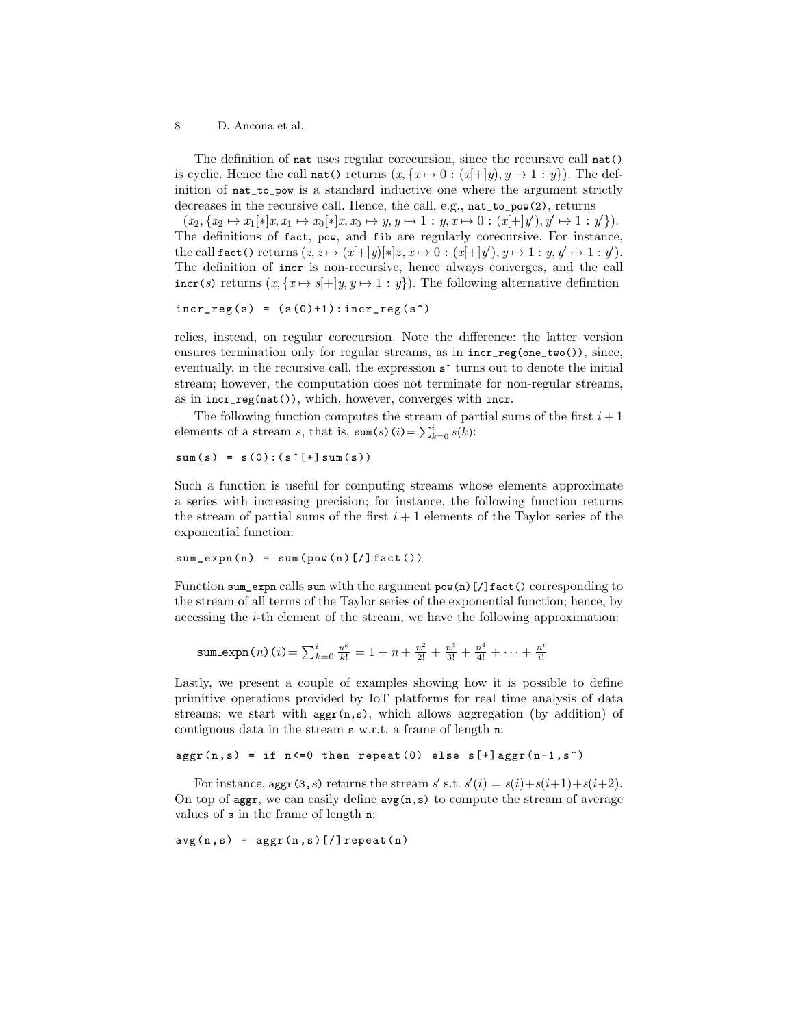The definition of nat uses regular corecursion, since the recursive call nat() is cyclic. Hence the call nat() returns $(x, \{x \mapsto 0 : (x[+]y), y \mapsto 1 : y\})$. The definition of nat_to_pow is a standard inductive one where the argument strictly decreases in the recursive call. Hence, the call, e.g., nat_to_pow(2), returns $(x_2, \{x_2 \mapsto x_1[*]x, x_1 \mapsto x_0[*]x, x_0 \mapsto y, y \mapsto 1 : y, x \mapsto 0 : (x[+]y'), y' \mapsto 1 : y'\})$. The definitions of fact, pow, and fib are regularly corecursive. For instance, the call fact() returns $(z, z \mapsto (x[+]y)[*]z, x \mapsto 0 : (x[+]y'), y \mapsto 1 : y, y' \mapsto 1 : y')$. The definition of incr is non-recursive, hence always converges, and the call incr($s$) returns $(x, \{x \mapsto s[+]y, y \mapsto 1 : y\})$. The following alternative definition

```
incr_reg(s) = (s(0)+1):incr_reg(s^)
```

relies, instead, on regular corecursion. Note the difference: the latter version ensures termination only for regular streams, as in incr_reg(one_two()), since, eventually, in the recursive call, the expression s^ turns out to denote the initial stream; however, the computation does not terminate for non-regular streams, as in incr_reg(nat()), which, however, converges with incr.

The following function computes the stream of partial sums of the first $i+1$ elements of a stream $s$, that is, sum($s$)($i$)$= \sum_{k=0}^{i} s(k)$:

```
sum(s) = s(0):(s^[+]sum(s))
```

Such a function is useful for computing streams whose elements approximate a series with increasing precision; for instance, the following function returns the stream of partial sums of the first $i+1$ elements of the Taylor series of the exponential function:

```
sum_expn(n) = sum(pow(n)[/]fact())
```

Function sum_expn calls sum with the argument pow(n)[/]fact() corresponding to the stream of all terms of the Taylor series of the exponential function; hence, by accessing the $i$-th element of the stream, we have the following approximation:

$$\texttt{sum\_expn}(n)(i) = \sum_{k=0}^{i} \frac{n^k}{k!} = 1 + n + \frac{n^2}{2!} + \frac{n^3}{3!} + \frac{n^4}{4!} + \cdots + \frac{n^i}{i!}$$

Lastly, we present a couple of examples showing how it is possible to define primitive operations provided by IoT platforms for real time analysis of data streams; we start with aggr(n,s), which allows aggregation (by addition) of contiguous data in the stream s w.r.t. a frame of length n:

```
aggr(n,s) = if n<=0 then repeat(0) else s[+]aggr(n-1,s^)
```

For instance, aggr(3,$s$) returns the stream $s'$ s.t. $s'(i) = s(i)+s(i+1)+s(i+2)$. On top of aggr, we can easily define avg(n,s) to compute the stream of average values of s in the frame of length n:

```
avg(n,s) = aggr(n,s)[/]repeat(n)
```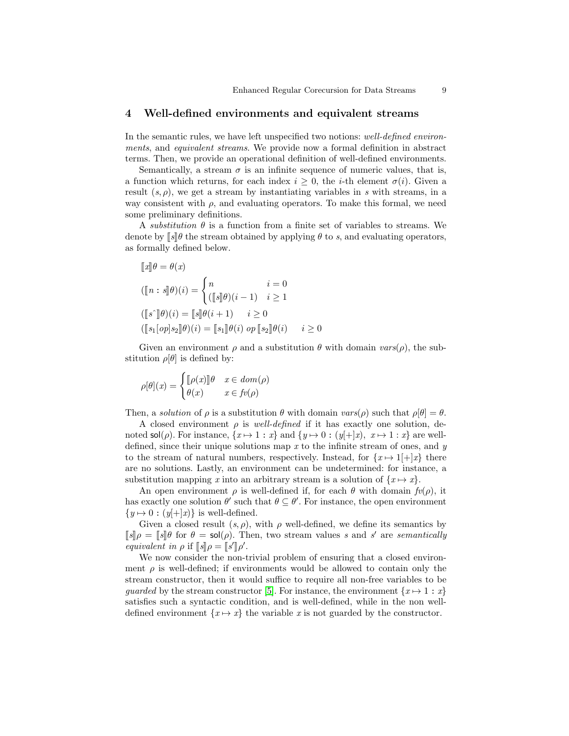## 4 Well-defined environments and equivalent streams

In the semantic rules, we have left unspecified two notions: *well-defined environments*, and *equivalent streams*. We provide now a formal definition in abstract terms. Then, we provide an operational definition of well-defined environments.

Semantically, a stream $\sigma$ is an infinite sequence of numeric values, that is, a function which returns, for each index $i \geq 0$, the $i$-th element $\sigma(i)$. Given a result $(s, \rho)$, we get a stream by instantiating variables in $s$ with streams, in a way consistent with $\rho$, and evaluating operators. To make this formal, we need some preliminary definitions.

A *substitution* $\theta$ is a function from a finite set of variables to streams. We denote by $[\![s]\!]\theta$ the stream obtained by applying $\theta$ to $s$, and evaluating operators, as formally defined below.

$$[\![x]\!]\theta = \theta(x)$$

$$([\![n : s]\!]\theta)(i) = \begin{cases} n & i = 0 \\ ([\![s]\!]\theta)(i-1) & i \geq 1 \end{cases}$$

$$([\![s\hat{\ }]\!]\theta)(i) = [\![s]\!]\theta(i+1) \quad\quad i \geq 0$$

$$([\![s_1[op]s_2]\!]\theta)(i) = [\![s_1]\!]\theta(i)\ op\ [\![s_2]\!]\theta(i) \quad\quad i \geq 0$$

Given an environment $\rho$ and a substitution $\theta$ with domain $vars(\rho)$, the substitution $\rho[\theta]$ is defined by:

$$\rho[\theta](x) = \begin{cases} [\![\rho(x)]\!]\theta & x \in dom(\rho) \\ \theta(x) & x \in fv(\rho) \end{cases}$$

Then, a *solution* of $\rho$ is a substitution $\theta$ with domain $vars(\rho)$ such that $\rho[\theta] = \theta$.

A closed environment $\rho$ is *well-defined* if it has exactly one solution, denoted $\mathsf{sol}(\rho)$. For instance, $\{x \mapsto 1 : x\}$ and $\{y \mapsto 0 : (y[+]x),\ x \mapsto 1 : x\}$ are well-defined, since their unique solutions map $x$ to the infinite stream of ones, and $y$ to the stream of natural numbers, respectively. Instead, for $\{x \mapsto 1[+]x\}$ there are no solutions. Lastly, an environment can be undetermined: for instance, a substitution mapping $x$ into an arbitrary stream is a solution of $\{x \mapsto x\}$.

An open environment $\rho$ is well-defined if, for each $\theta$ with domain $fv(\rho)$, it has exactly one solution $\theta'$ such that $\theta \subseteq \theta'$. For instance, the open environment $\{y \mapsto 0 : (y[+]x)\}$ is well-defined.

Given a closed result $(s, \rho)$, with $\rho$ well-defined, we define its semantics by $[\![s]\!]\rho = [\![s]\!]\theta$ for $\theta = \mathsf{sol}(\rho)$. Then, two stream values $s$ and $s'$ are *semantically equivalent in* $\rho$ if $[\![s]\!]\rho = [\![s']\!]\rho'$.

We now consider the non-trivial problem of ensuring that a closed environment $\rho$ is well-defined; if environments would be allowed to contain only the stream constructor, then it would suffice to require all non-free variables to be *guarded* by the stream constructor [5]. For instance, the environment $\{x \mapsto 1 : x\}$ satisfies such a syntactic condition, and is well-defined, while in the non well-defined environment $\{x \mapsto x\}$ the variable $x$ is not guarded by the constructor.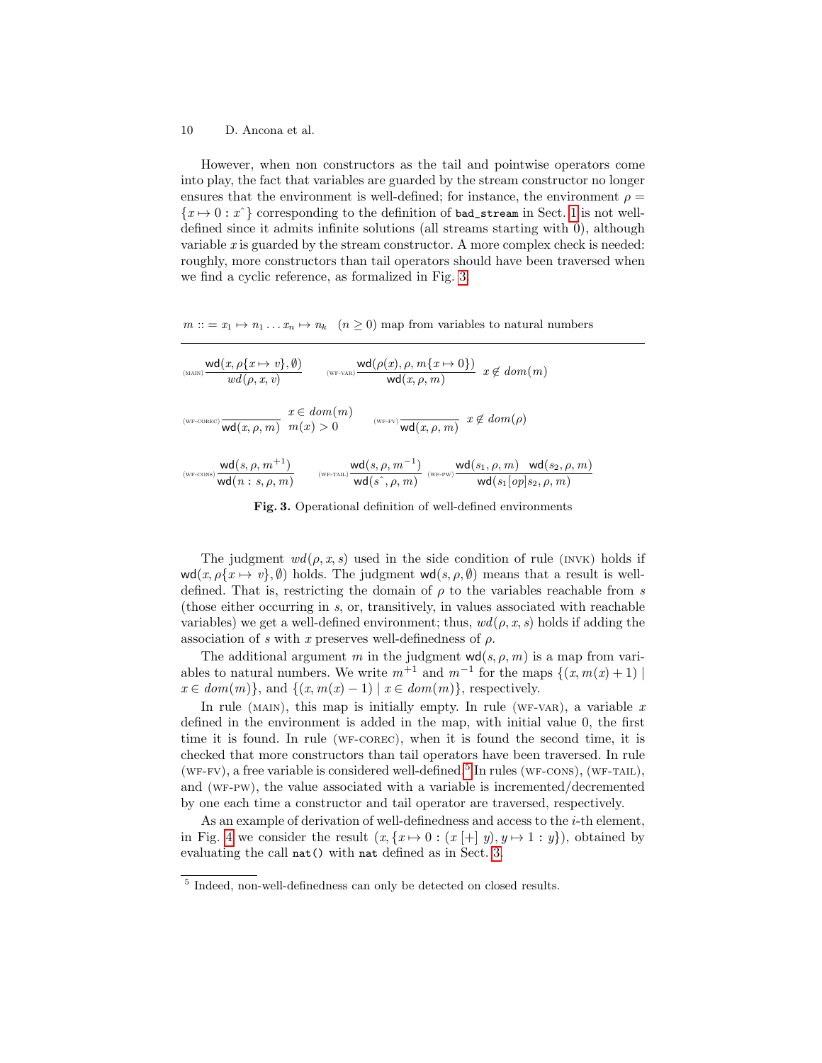However, when non constructors as the tail and pointwise operators come into play, the fact that variables are guarded by the stream constructor no longer ensures that the environment is well-defined; for instance, the environment $\rho = \{x \mapsto 0 : x\hat{}\}$ corresponding to the definition of `bad_stream` in Sect. 1 is not well-defined since it admits infinite solutions (all streams starting with 0), although variable $x$ is guarded by the stream constructor. A more complex check is needed: roughly, more constructors than tail operators should have been traversed when we find a cyclic reference, as formalized in Fig. 3.

$m ::= x_1 \mapsto n_1 \ldots x_n \mapsto n_k \quad (n \geq 0)$ map from variables to natural numbers

$$\text{(MAIN)}\ \frac{\mathsf{wd}(x, \rho\{x \mapsto v\}, \emptyset)}{wd(\rho, x, v)} \qquad \text{(WF-VAR)}\ \frac{\mathsf{wd}(\rho(x), \rho, m\{x \mapsto 0\})}{\mathsf{wd}(x, \rho, m)}\ x \notin dom(m)$$

$$\text{(WF-COREC)}\ \frac{}{\mathsf{wd}(x, \rho, m)}\ \begin{array}{l} x \in dom(m) \\ m(x) > 0 \end{array} \qquad \text{(WF-FV)}\ \frac{}{\mathsf{wd}(x, \rho, m)}\ x \notin dom(\rho)$$

$$\text{(WF-CONS)}\ \frac{\mathsf{wd}(s, \rho, m^{+1})}{\mathsf{wd}(n : s, \rho, m)} \qquad \text{(WF-TAIL)}\ \frac{\mathsf{wd}(s, \rho, m^{-1})}{\mathsf{wd}(s\hat{}, \rho, m)} \quad \text{(WF-PW)}\ \frac{\mathsf{wd}(s_1, \rho, m) \quad \mathsf{wd}(s_2, \rho, m)}{\mathsf{wd}(s_1[op]s_2, \rho, m)}$$

**Fig. 3.** Operational definition of well-defined environments

The judgment $wd(\rho, x, s)$ used in the side condition of rule (INVK) holds if $\mathsf{wd}(x, \rho\{x \mapsto v\}, \emptyset)$ holds. The judgment $\mathsf{wd}(s, \rho, \emptyset)$ means that a result is well-defined. That is, restricting the domain of $\rho$ to the variables reachable from $s$ (those either occurring in $s$, or, transitively, in values associated with reachable variables) we get a well-defined environment; thus, $wd(\rho, x, s)$ holds if adding the association of $s$ with $x$ preserves well-definedness of $\rho$.

The additional argument $m$ in the judgment $\mathsf{wd}(s, \rho, m)$ is a map from variables to natural numbers. We write $m^{+1}$ and $m^{-1}$ for the maps $\{(x, m(x) + 1) \mid x \in dom(m)\}$, and $\{(x, m(x) - 1) \mid x \in dom(m)\}$, respectively.

In rule (MAIN), this map is initially empty. In rule (WF-VAR), a variable $x$ defined in the environment is added in the map, with initial value 0, the first time it is found. In rule (WF-COREC), when it is found the second time, it is checked that more constructors than tail operators have been traversed. In rule (WF-FV), a free variable is considered well-defined.[5] In rules (WF-CONS), (WF-TAIL), and (WF-PW), the value associated with a variable is incremented/decremented by one each time a constructor and tail operator are traversed, respectively.

As an example of derivation of well-definedness and access to the $i$-th element, in Fig. 4 we consider the result $(x, \{x \mapsto 0 : (x\ [+]\ y), y \mapsto 1 : y\})$, obtained by evaluating the call `nat()` with `nat` defined as in Sect. 3.

---

[5] Indeed, non-well-definedness can only be detected on closed results.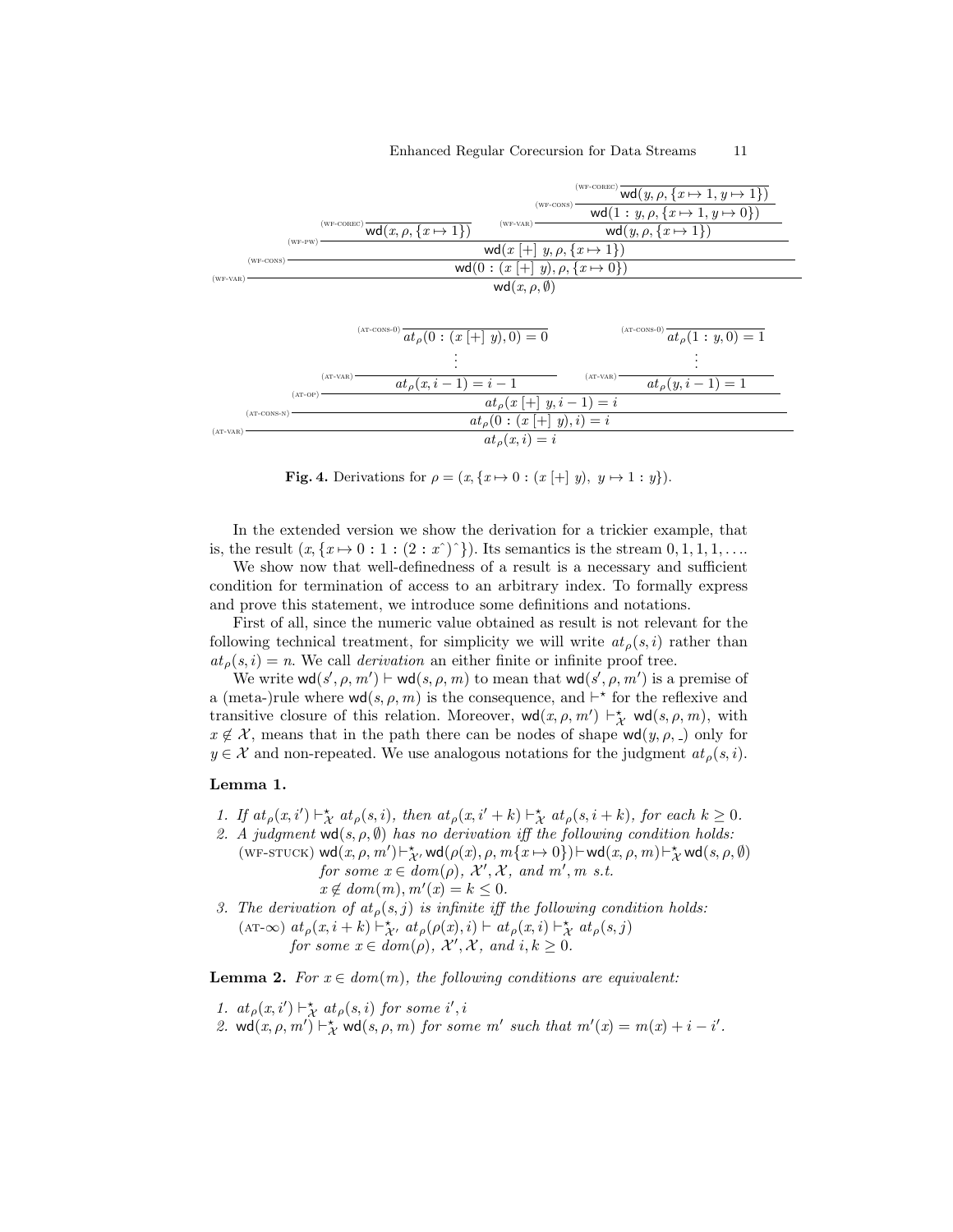$$
\dfrac{
  \dfrac{
    \dfrac{}{\mathsf{wd}(x,\rho,\{x\mapsto 1\})}\,(\text{WF-COREC})
    \qquad
    \dfrac{
      \dfrac{
        \dfrac{}{\mathsf{wd}(y,\rho,\{x\mapsto 1, y\mapsto 1\})}\,(\text{WF-COREC})
      }{\mathsf{wd}(1:y,\rho,\{x\mapsto 1, y\mapsto 0\})}\,(\text{WF-CONS})
    }{\mathsf{wd}(y,\rho,\{x\mapsto 1\})}\,(\text{WF-VAR})
  }{
    \dfrac{\mathsf{wd}(x\ [+]\ y,\rho,\{x\mapsto 1\})}{\mathsf{wd}(0:(x\ [+]\ y),\rho,\{x\mapsto 0\})}\,(\text{WF-CONS})
  }\,(\text{WF-PW})
}{\mathsf{wd}(x,\rho,\emptyset)}\,(\text{WF-VAR})
$$

$$
\dfrac{
  \dfrac{
    \dfrac{
      \dfrac{}{at_\rho(0:(x\ [+]\ y),0)=0}\,(\text{AT-CONS-0})
      \quad \vdots
    }{at_\rho(x,i-1)=i-1}\,(\text{AT-VAR})
    \qquad
    \dfrac{
      \dfrac{}{at_\rho(1:y,0)=1}\,(\text{AT-CONS-0})
      \quad \vdots
    }{at_\rho(y,i-1)=1}\,(\text{AT-VAR})
  }{
    \dfrac{at_\rho(x\ [+]\ y,i-1)=i}{at_\rho(0:(x\ [+]\ y),i)=i}\,(\text{AT-CONS-N})
  }\,(\text{AT-OP})
}{at_\rho(x,i)=i}\,(\text{AT-VAR})
$$

**Fig. 4.** Derivations for $\rho = (x, \{x \mapsto 0 : (x\ [+]\ y),\ y \mapsto 1 : y\})$.

In the extended version we show the derivation for a trickier example, that is, the result $(x, \{x \mapsto 0 : 1 : (2 : x\hat{\ })\hat{\ }\})$. Its semantics is the stream $0, 1, 1, 1, \ldots$.

We show now that well-definedness of a result is a necessary and sufficient condition for termination of access to an arbitrary index. To formally express and prove this statement, we introduce some definitions and notations.

First of all, since the numeric value obtained as result is not relevant for the following technical treatment, for simplicity we will write $at_\rho(s, i)$ rather than $at_\rho(s, i) = n$. We call *derivation* an either finite or infinite proof tree.

We write $\mathsf{wd}(s', \rho, m') \vdash \mathsf{wd}(s, \rho, m)$ to mean that $\mathsf{wd}(s', \rho, m')$ is a premise of a (meta-)rule where $\mathsf{wd}(s, \rho, m)$ is the consequence, and $\vdash^\star$ for the reflexive and transitive closure of this relation. Moreover, $\mathsf{wd}(x, \rho, m') \vdash^\star_{\mathcal{X}} \mathsf{wd}(s, \rho, m)$, with $x \notin \mathcal{X}$, means that in the path there can be nodes of shape $\mathsf{wd}(y, \rho, \_)$ only for $y \in \mathcal{X}$ and non-repeated. We use analogous notations for the judgment $at_\rho(s, i)$.

**Lemma 1.**

1. *If* $at_\rho(x, i') \vdash^\star_{\mathcal{X}} at_\rho(s, i)$*, then* $at_\rho(x, i' + k) \vdash^\star_{\mathcal{X}} at_\rho(s, i + k)$*, for each* $k \geq 0$*.*
2. *A judgment* $\mathsf{wd}(s, \rho, \emptyset)$ *has no derivation iff the following condition holds:*
   (WF-STUCK) $\mathsf{wd}(x, \rho, m') \vdash^\star_{\mathcal{X}'} \mathsf{wd}(\rho(x), \rho, m\{x \mapsto 0\}) \vdash \mathsf{wd}(x, \rho, m) \vdash^\star_{\mathcal{X}} \mathsf{wd}(s, \rho, \emptyset)$
   *for some* $x \in dom(\rho)$*,* $\mathcal{X}', \mathcal{X}$*, and* $m', m$ *s.t.*
   $x \notin dom(m), m'(x) = k \leq 0$*.*
3. *The derivation of* $at_\rho(s, j)$ *is infinite iff the following condition holds:*
   (AT-∞) $at_\rho(x, i + k) \vdash^\star_{\mathcal{X}'} at_\rho(\rho(x), i) \vdash at_\rho(x, i) \vdash^\star_{\mathcal{X}} at_\rho(s, j)$
   *for some* $x \in dom(\rho)$*,* $\mathcal{X}', \mathcal{X}$*, and* $i, k \geq 0$*.*

**Lemma 2.** *For* $x \in dom(m)$*, the following conditions are equivalent:*

1. $at_\rho(x, i') \vdash^\star_{\mathcal{X}} at_\rho(s, i)$ *for some* $i', i$
2. $\mathsf{wd}(x, \rho, m') \vdash^\star_{\mathcal{X}} \mathsf{wd}(s, \rho, m)$ *for some* $m'$ *such that* $m'(x) = m(x) + i - i'$*.*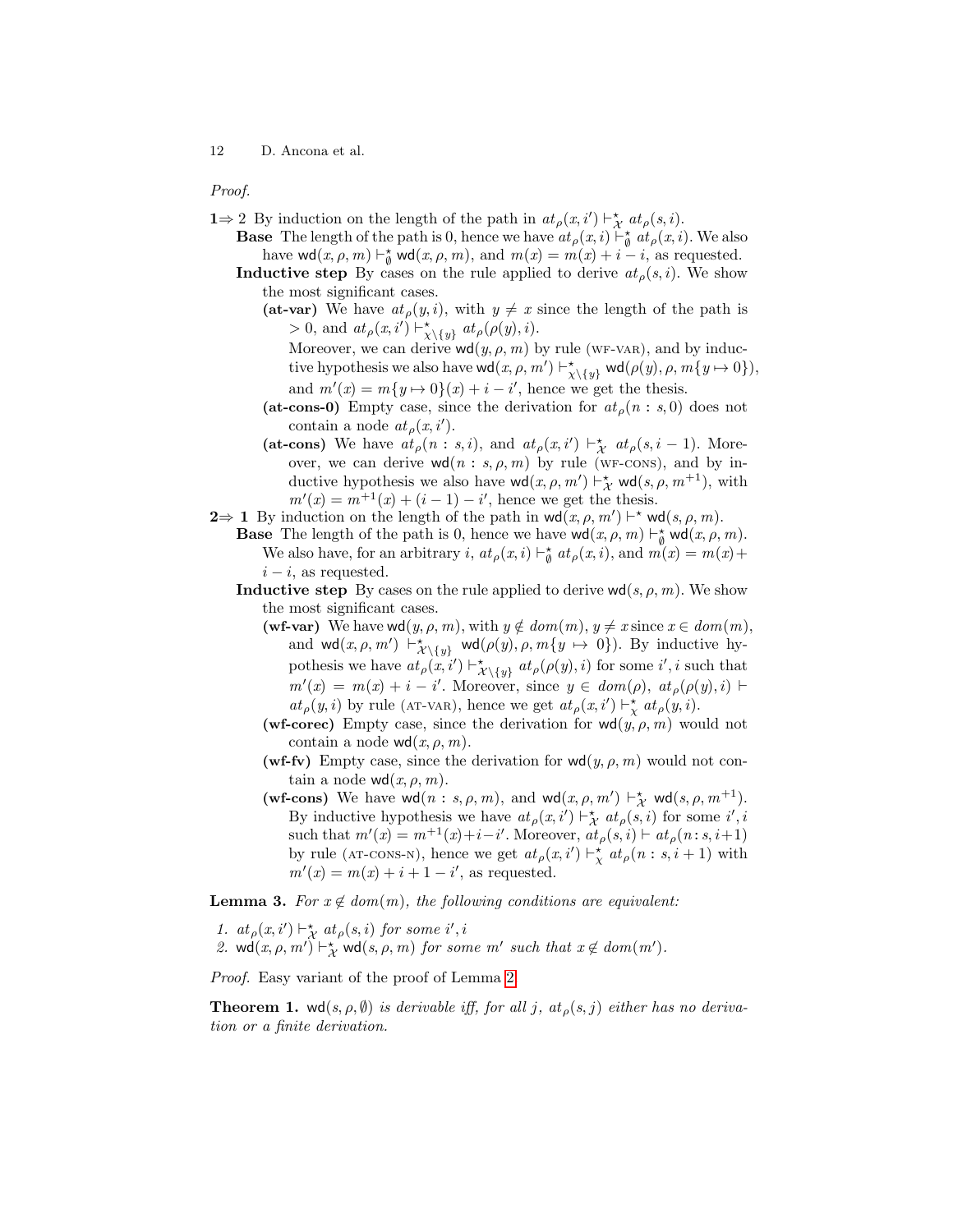*Proof.*

**1**⇒ 2 By induction on the length of the path in $at_\rho(x, i') \vdash^\star_{\mathcal{X}} at_\rho(s, i)$.

**Base** The length of the path is 0, hence we have $at_\rho(x, i) \vdash^\star_\emptyset at_\rho(x, i)$. We also have $\mathsf{wd}(x, \rho, m) \vdash^\star_\emptyset \mathsf{wd}(x, \rho, m)$, and $m(x) = m(x) + i - i$, as requested.

**Inductive step** By cases on the rule applied to derive $at_\rho(s, i)$. We show the most significant cases.

- **(at-var)** We have $at_\rho(y, i)$, with $y \neq x$ since the length of the path is $> 0$, and $at_\rho(x, i') \vdash^\star_{\mathcal{X}\setminus\{y\}} at_\rho(\rho(y), i)$.
  Moreover, we can derive $\mathsf{wd}(y, \rho, m)$ by rule (WF-VAR), and by inductive hypothesis we also have $\mathsf{wd}(x, \rho, m') \vdash^\star_{\mathcal{X}\setminus\{y\}} \mathsf{wd}(\rho(y), \rho, m\{y \mapsto 0\})$, and $m'(x) = m\{y \mapsto 0\}(x) + i - i'$, hence we get the thesis.
- **(at-cons-0)** Empty case, since the derivation for $at_\rho(n : s, 0)$ does not contain a node $at_\rho(x, i')$.
- **(at-cons)** We have $at_\rho(n : s, i)$, and $at_\rho(x, i') \vdash^\star_{\mathcal{X}} at_\rho(s, i-1)$. Moreover, we can derive $\mathsf{wd}(n : s, \rho, m)$ by rule (WF-CONS), and by inductive hypothesis we also have $\mathsf{wd}(x, \rho, m') \vdash^\star_{\mathcal{X}} \mathsf{wd}(s, \rho, m^{+1})$, with $m'(x) = m^{+1}(x) + (i-1) - i'$, hence we get the thesis.

**2**⇒ **1** By induction on the length of the path in $\mathsf{wd}(x, \rho, m') \vdash^\star \mathsf{wd}(s, \rho, m)$.

**Base** The length of the path is 0, hence we have $\mathsf{wd}(x, \rho, m) \vdash^\star_\emptyset \mathsf{wd}(x, \rho, m)$. We also have, for an arbitrary $i$, $at_\rho(x, i) \vdash^\star_\emptyset at_\rho(x, i)$, and $m(x) = m(x) + i - i$, as requested.

**Inductive step** By cases on the rule applied to derive $\mathsf{wd}(s, \rho, m)$. We show the most significant cases.

- **(wf-var)** We have $\mathsf{wd}(y, \rho, m)$, with $y \notin dom(m)$, $y \neq x$ since $x \in dom(m)$, and $\mathsf{wd}(x, \rho, m') \vdash^\star_{\mathcal{X}\setminus\{y\}} \mathsf{wd}(\rho(y), \rho, m\{y \mapsto 0\})$. By inductive hypothesis we have $at_\rho(x, i') \vdash^\star_{\mathcal{X}\setminus\{y\}} at_\rho(\rho(y), i)$ for some $i', i$ such that $m'(x) = m(x) + i - i'$. Moreover, since $y \in dom(\rho)$, $at_\rho(\rho(y), i) \vdash at_\rho(y, i)$ by rule (AT-VAR), hence we get $at_\rho(x, i') \vdash^\star_{\mathcal{X}} at_\rho(y, i)$.
- **(wf-corec)** Empty case, since the derivation for $\mathsf{wd}(y, \rho, m)$ would not contain a node $\mathsf{wd}(x, \rho, m)$.
- **(wf-fv)** Empty case, since the derivation for $\mathsf{wd}(y, \rho, m)$ would not contain a node $\mathsf{wd}(x, \rho, m)$.
- **(wf-cons)** We have $\mathsf{wd}(n : s, \rho, m)$, and $\mathsf{wd}(x, \rho, m') \vdash^\star_{\mathcal{X}} \mathsf{wd}(s, \rho, m^{+1})$. By inductive hypothesis we have $at_\rho(x, i') \vdash^\star_{\mathcal{X}} at_\rho(s, i)$ for some $i', i$ such that $m'(x) = m^{+1}(x) + i - i'$. Moreover, $at_\rho(s, i) \vdash at_\rho(n : s, i+1)$ by rule (AT-CONS-N), hence we get $at_\rho(x, i') \vdash^\star_{\mathcal{X}} at_\rho(n : s, i+1)$ with $m'(x) = m(x) + i + 1 - i'$, as requested.

**Lemma 3.** *For $x \notin dom(m)$, the following conditions are equivalent:*

1. $at_\rho(x, i') \vdash^\star_{\mathcal{X}} at_\rho(s, i)$ *for some* $i', i$
2. $\mathsf{wd}(x, \rho, m') \vdash^\star_{\mathcal{X}} \mathsf{wd}(s, \rho, m)$ *for some* $m'$ *such that* $x \notin dom(m')$.

*Proof.* Easy variant of the proof of Lemma 2.

**Theorem 1.** *$\mathsf{wd}(s, \rho, \emptyset)$ is derivable iff, for all $j$, $at_\rho(s, j)$ either has no derivation or a finite derivation.*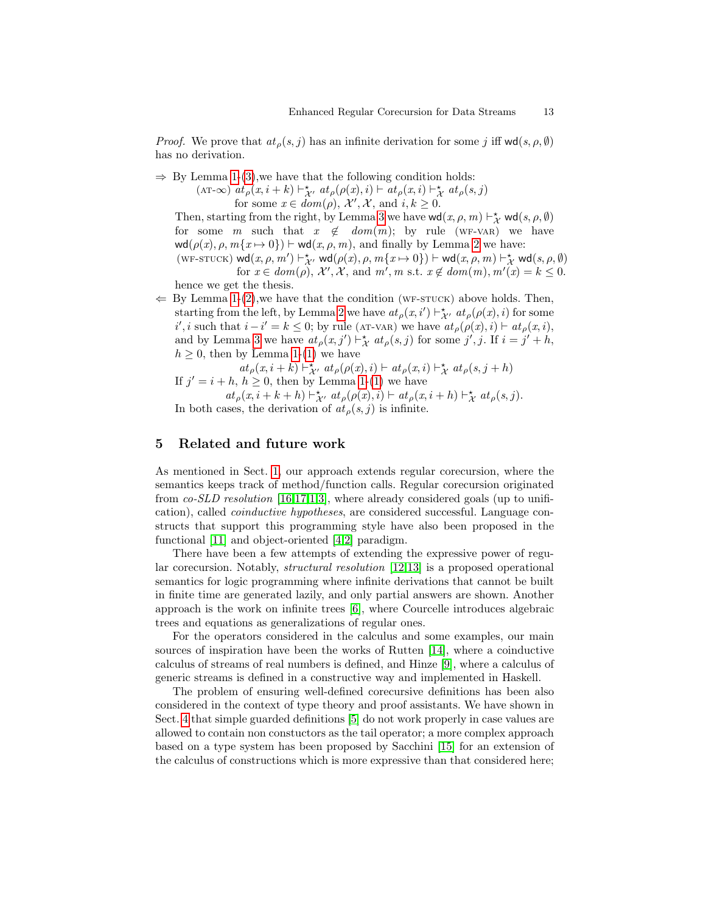*Proof.* We prove that $at_\rho(s, j)$ has an infinite derivation for some $j$ iff $\mathsf{wd}(s, \rho, \emptyset)$ has no derivation.

$\Rightarrow$ By Lemma 1-(3),we have that the following condition holds:

(AT-$\infty$) $at_\rho(x, i + k) \vdash^\star_{\mathcal{X}'} at_\rho(\rho(x), i) \vdash at_\rho(x, i) \vdash^\star_{\mathcal{X}} at_\rho(s, j)$
for some $x \in dom(\rho)$, $\mathcal{X}'$, $\mathcal{X}$, and $i, k \geq 0$.

Then, starting from the right, by Lemma 3 we have $\mathsf{wd}(x, \rho, m) \vdash^\star_{\mathcal{X}} \mathsf{wd}(s, \rho, \emptyset)$ for some $m$ such that $x \notin dom(m)$; by rule (WF-VAR) we have $\mathsf{wd}(\rho(x), \rho, m\{x \mapsto 0\}) \vdash \mathsf{wd}(x, \rho, m)$, and finally by Lemma 2 we have:

(WF-STUCK) $\mathsf{wd}(x, \rho, m') \vdash^\star_{\mathcal{X}'} \mathsf{wd}(\rho(x), \rho, m\{x \mapsto 0\}) \vdash \mathsf{wd}(x, \rho, m) \vdash^\star_{\mathcal{X}} \mathsf{wd}(s, \rho, \emptyset)$
for $x \in dom(\rho)$, $\mathcal{X}'$, $\mathcal{X}$, and $m'$, $m$ s.t. $x \notin dom(m)$, $m'(x) = k \leq 0$.

hence we get the thesis.

$\Leftarrow$ By Lemma 1-(2),we have that the condition (WF-STUCK) above holds. Then, starting from the left, by Lemma 2 we have $at_\rho(x, i') \vdash^\star_{\mathcal{X}'} at_\rho(\rho(x), i)$ for some $i', i$ such that $i - i' = k \leq 0$; by rule (AT-VAR) we have $at_\rho(\rho(x), i) \vdash at_\rho(x, i)$, and by Lemma 3 we have $at_\rho(x, j') \vdash^\star_{\mathcal{X}} at_\rho(s, j)$ for some $j', j$. If $i = j' + h$, $h \geq 0$, then by Lemma 1-(1) we have

$$at_\rho(x, i + k) \vdash^\star_{\mathcal{X}'} at_\rho(\rho(x), i) \vdash at_\rho(x, i) \vdash^\star_{\mathcal{X}} at_\rho(s, j + h)$$

If $j' = i + h$, $h \geq 0$, then by Lemma 1-(1) we have

$$at_\rho(x, i + k + h) \vdash^\star_{\mathcal{X}'} at_\rho(\rho(x), i) \vdash at_\rho(x, i + h) \vdash^\star_{\mathcal{X}} at_\rho(s, j).$$

In both cases, the derivation of $at_\rho(s, j)$ is infinite.

## 5 Related and future work

As mentioned in Sect. 1, our approach extends regular corecursion, where the semantics keeps track of method/function calls. Regular corecursion originated from *co-SLD resolution* [16,17,1,3], where already considered goals (up to unification), called *coinductive hypotheses*, are considered successful. Language constructs that support this programming style have also been proposed in the functional [11] and object-oriented [4,2] paradigm.

There have been a few attempts of extending the expressive power of regular corecursion. Notably, *structural resolution* [12,13] is a proposed operational semantics for logic programming where infinite derivations that cannot be built in finite time are generated lazily, and only partial answers are shown. Another approach is the work on infinite trees [6], where Courcelle introduces algebraic trees and equations as generalizations of regular ones.

For the operators considered in the calculus and some examples, our main sources of inspiration have been the works of Rutten [14], where a coinductive calculus of streams of real numbers is defined, and Hinze [9], where a calculus of generic streams is defined in a constructive way and implemented in Haskell.

The problem of ensuring well-defined corecursive definitions has been also considered in the context of type theory and proof assistants. We have shown in Sect. 4 that simple guarded definitions [5] do not work properly in case values are allowed to contain non constuctors as the tail operator; a more complex approach based on a type system has been proposed by Sacchini [15] for an extension of the calculus of constructions which is more expressive than that considered here;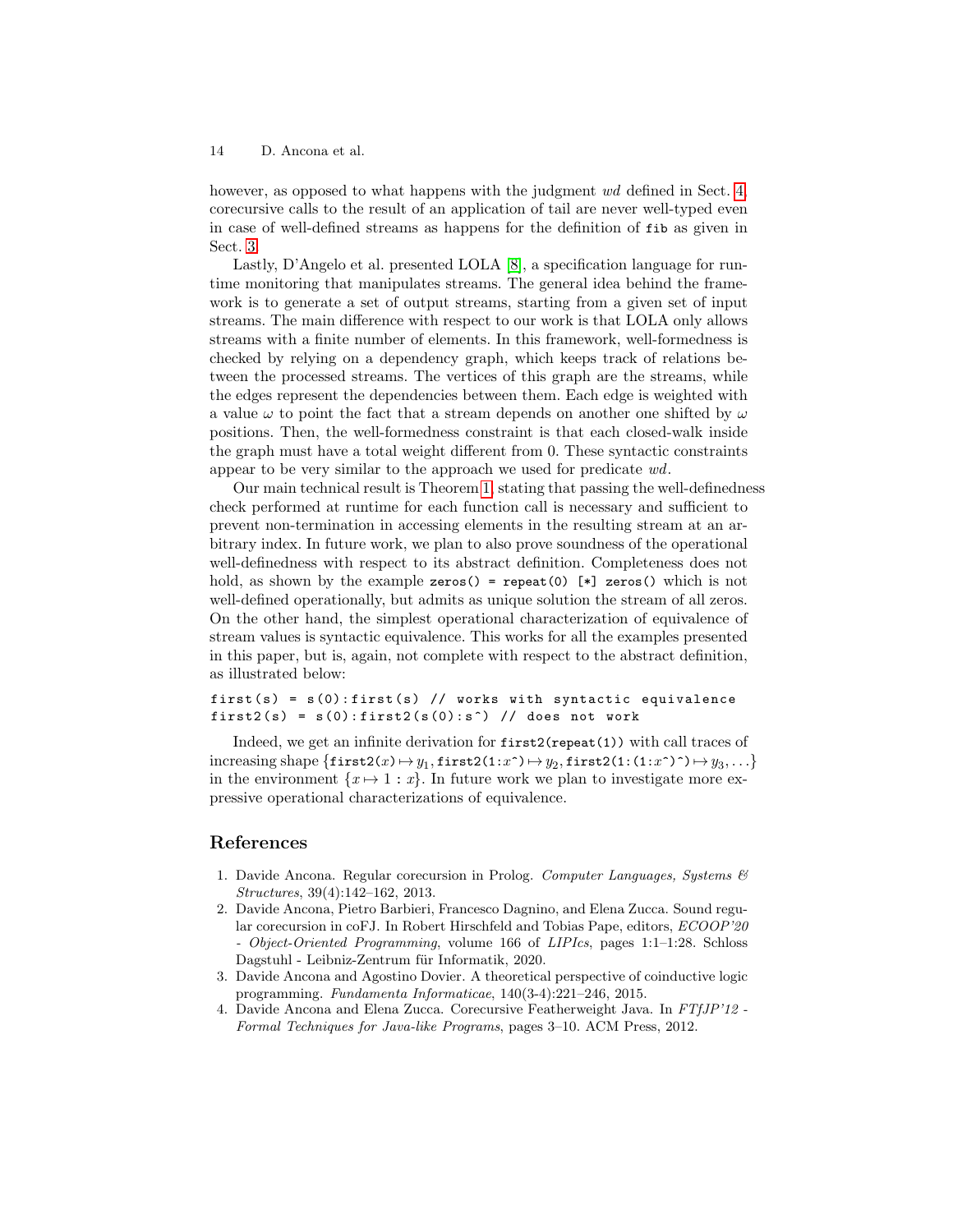however, as opposed to what happens with the judgment *wd* defined in Sect. 4, corecursive calls to the result of an application of tail are never well-typed even in case of well-defined streams as happens for the definition of `fib` as given in Sect. 3.

Lastly, D'Angelo et al. presented LOLA [8], a specification language for runtime monitoring that manipulates streams. The general idea behind the framework is to generate a set of output streams, starting from a given set of input streams. The main difference with respect to our work is that LOLA only allows streams with a finite number of elements. In this framework, well-formedness is checked by relying on a dependency graph, which keeps track of relations between the processed streams. The vertices of this graph are the streams, while the edges represent the dependencies between them. Each edge is weighted with a value $\omega$ to point the fact that a stream depends on another one shifted by $\omega$ positions. Then, the well-formedness constraint is that each closed-walk inside the graph must have a total weight different from 0. These syntactic constraints appear to be very similar to the approach we used for predicate *wd*.

Our main technical result is Theorem 1, stating that passing the well-definedness check performed at runtime for each function call is necessary and sufficient to prevent non-termination in accessing elements in the resulting stream at an arbitrary index. In future work, we plan to also prove soundness of the operational well-definedness with respect to its abstract definition. Completeness does not hold, as shown by the example `zeros() = repeat(0) [*] zeros()` which is not well-defined operationally, but admits as unique solution the stream of all zeros. On the other hand, the simplest operational characterization of equivalence of stream values is syntactic equivalence. This works for all the examples presented in this paper, but is, again, not complete with respect to the abstract definition, as illustrated below:

```
first(s) = s(0):first(s) // works with syntactic equivalence
first2(s) = s(0):first2(s(0):s^) // does not work
```

Indeed, we get an infinite derivation for `first2(repeat(1))` with call traces of increasing shape $\{\texttt{first2}(x) \mapsto y_1, \texttt{first2(1:}x\texttt{\^{})} \mapsto y_2, \texttt{first2(1:(1:}x\texttt{\^{})\^{})} \mapsto y_3, \ldots\}$ in the environment $\{x \mapsto 1 : x\}$. In future work we plan to investigate more expressive operational characterizations of equivalence.

## References

1. Davide Ancona. Regular corecursion in Prolog. *Computer Languages, Systems & Structures*, 39(4):142–162, 2013.
2. Davide Ancona, Pietro Barbieri, Francesco Dagnino, and Elena Zucca. Sound regular corecursion in coFJ. In Robert Hirschfeld and Tobias Pape, editors, *ECOOP'20 - Object-Oriented Programming*, volume 166 of *LIPIcs*, pages 1:1–1:28. Schloss Dagstuhl - Leibniz-Zentrum für Informatik, 2020.
3. Davide Ancona and Agostino Dovier. A theoretical perspective of coinductive logic programming. *Fundamenta Informaticae*, 140(3-4):221–246, 2015.
4. Davide Ancona and Elena Zucca. Corecursive Featherweight Java. In *FTfJP'12 - Formal Techniques for Java-like Programs*, pages 3–10. ACM Press, 2012.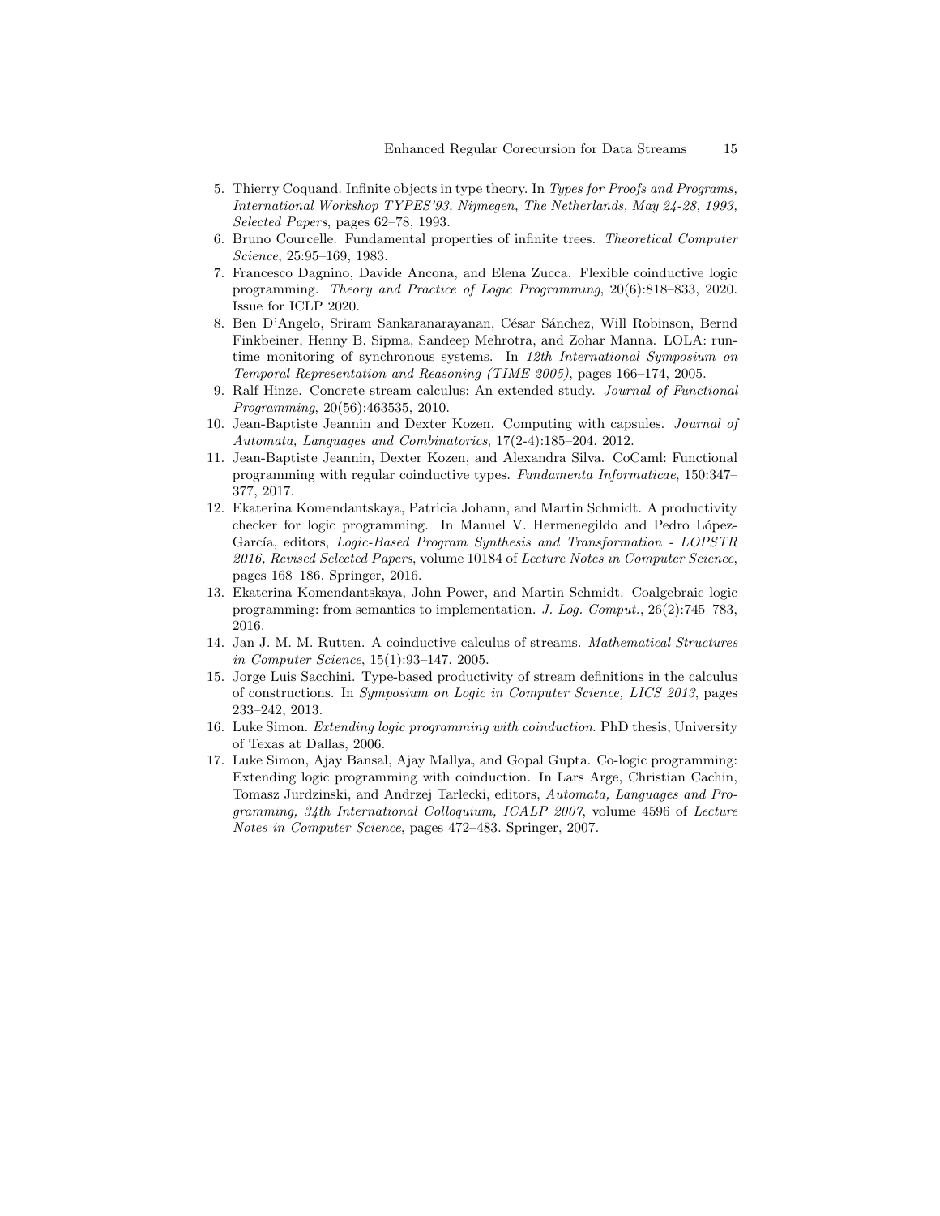5. Thierry Coquand. Infinite objects in type theory. In *Types for Proofs and Programs, International Workshop TYPES'93, Nijmegen, The Netherlands, May 24-28, 1993, Selected Papers*, pages 62–78, 1993.
6. Bruno Courcelle. Fundamental properties of infinite trees. *Theoretical Computer Science*, 25:95–169, 1983.
7. Francesco Dagnino, Davide Ancona, and Elena Zucca. Flexible coinductive logic programming. *Theory and Practice of Logic Programming*, 20(6):818–833, 2020. Issue for ICLP 2020.
8. Ben D'Angelo, Sriram Sankaranarayanan, César Sánchez, Will Robinson, Bernd Finkbeiner, Henny B. Sipma, Sandeep Mehrotra, and Zohar Manna. LOLA: runtime monitoring of synchronous systems. In *12th International Symposium on Temporal Representation and Reasoning (TIME 2005)*, pages 166–174, 2005.
9. Ralf Hinze. Concrete stream calculus: An extended study. *Journal of Functional Programming*, 20(56):463535, 2010.
10. Jean-Baptiste Jeannin and Dexter Kozen. Computing with capsules. *Journal of Automata, Languages and Combinatorics*, 17(2-4):185–204, 2012.
11. Jean-Baptiste Jeannin, Dexter Kozen, and Alexandra Silva. CoCaml: Functional programming with regular coinductive types. *Fundamenta Informaticae*, 150:347–377, 2017.
12. Ekaterina Komendantskaya, Patricia Johann, and Martin Schmidt. A productivity checker for logic programming. In Manuel V. Hermenegildo and Pedro López-García, editors, *Logic-Based Program Synthesis and Transformation - LOPSTR 2016, Revised Selected Papers*, volume 10184 of *Lecture Notes in Computer Science*, pages 168–186. Springer, 2016.
13. Ekaterina Komendantskaya, John Power, and Martin Schmidt. Coalgebraic logic programming: from semantics to implementation. *J. Log. Comput.*, 26(2):745–783, 2016.
14. Jan J. M. M. Rutten. A coinductive calculus of streams. *Mathematical Structures in Computer Science*, 15(1):93–147, 2005.
15. Jorge Luis Sacchini. Type-based productivity of stream definitions in the calculus of constructions. In *Symposium on Logic in Computer Science, LICS 2013*, pages 233–242, 2013.
16. Luke Simon. *Extending logic programming with coinduction*. PhD thesis, University of Texas at Dallas, 2006.
17. Luke Simon, Ajay Bansal, Ajay Mallya, and Gopal Gupta. Co-logic programming: Extending logic programming with coinduction. In Lars Arge, Christian Cachin, Tomasz Jurdzinski, and Andrzej Tarlecki, editors, *Automata, Languages and Programming, 34th International Colloquium, ICALP 2007*, volume 4596 of *Lecture Notes in Computer Science*, pages 472–483. Springer, 2007.